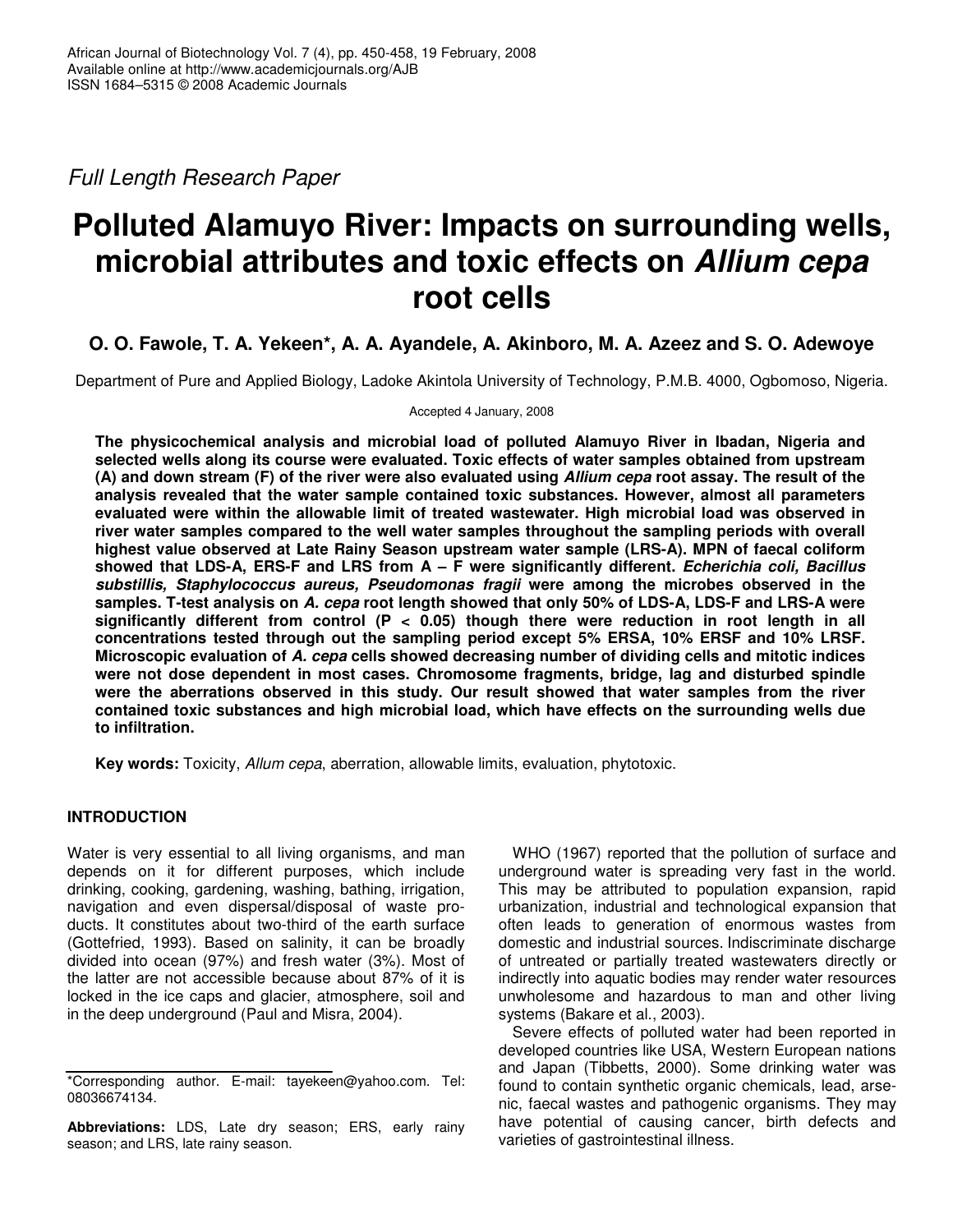*Full Length Research Paper*

# Polluted Alamuyo River: Impacts on surrounding wells, microbial attributes and toxic effects on *Allium cepa* root cells

**O. O. Fawole, T. A. Yekeen\*, A. A. Ayandele, A. Akinboro, M. A. Azeez and S. O. Adewoye**

Department of Pure and Applied Biology, Ladoke Akintola University of Technology, P.M.B. 4000, Ogbomoso, Nigeria.

Accepted 4 January, 2008

**The physicochemical analysis and microbial load of polluted Alamuyo River in Ibadan, Nigeria and selected wells along its course were evaluated. Toxic effects of water samples obtained from upstream (A) and down stream (F) of the river were also evaluated using *Allium cepa* root assay. The result of the analysis revealed that the water sample contained toxic substances. However, almost all parameters evaluated were within the allowable limit of treated wastewater. High microbial load was observed in river water samples compared to the well water samples throughout the sampling periods with overall highest value observed at Late Rainy Season upstream water sample (LRS-A). MPN of faecal coliform showed that LDS-A, ERS-F and LRS from A – F were significantly different. *Echerichia coli, Bacillus substillis, Staphylococcus aureus, Pseudomonas fragii* were among the microbes observed in the samples. T-test analysis on *A. cepa* root length showed that only 50% of LDS-A, LDS-F and LRS-A were significantly different from control (P < 0.05) though there were reduction in root length in all concentrations tested through out the sampling period except 5% ERSA, 10% ERSF and 10% LRSF. Microscopic evaluation of *A. cepa* cells showed decreasing number of dividing cells and mitotic indices were not dose dependent in most cases. Chromosome fragments, bridge, lag and disturbed spindle were the aberrations observed in this study. Our result showed that water samples from the river contained toxic substances and high microbial load, which have effects on the surrounding wells due to infiltration.**

**Key words:** Toxicity, *Allum cepa*, aberration, allowable limits, evaluation, phytotoxic.

## INTRODUCTION

Water is very essential to all living organisms, and man depends on it for different purposes, which include drinking, cooking, gardening, washing, bathing, irrigation, navigation and even dispersal/disposal of waste products. It constitutes about two-third of the earth surface (Gottefried, 1993). Based on salinity, it can be broadly divided into ocean (97%) and fresh water (3%). Most of the latter are not accessible because about 87% of it is locked in the ice caps and glacier, atmosphere, soil and in the deep underground (Paul and Misra, 2004).

WHO (1967) reported that the pollution of surface and underground water is spreading very fast in the world. This may be attributed to population expansion, rapid urbanization, industrial and technological expansion that often leads to generation of enormous wastes from domestic and industrial sources. Indiscriminate discharge of untreated or partially treated wastewaters directly or indirectly into aquatic bodies may render water resources unwholesome and hazardous to man and other living systems (Bakare et al., 2003).

Severe effects of polluted water had been reported in developed countries like USA, Western European nations and Japan (Tibbetts, 2000). Some drinking water was found to contain synthetic organic chemicals, lead, arsenic, faecal wastes and pathogenic organisms. They may have potential of causing cancer, birth defects and varieties of gastrointestinal illness.

\*Corresponding author. E-mail: tayekeen@yahoo.com. Tel: 08036674134.

**Abbreviations:** LDS, Late dry season; ERS, early rainy season; and LRS, late rainy season.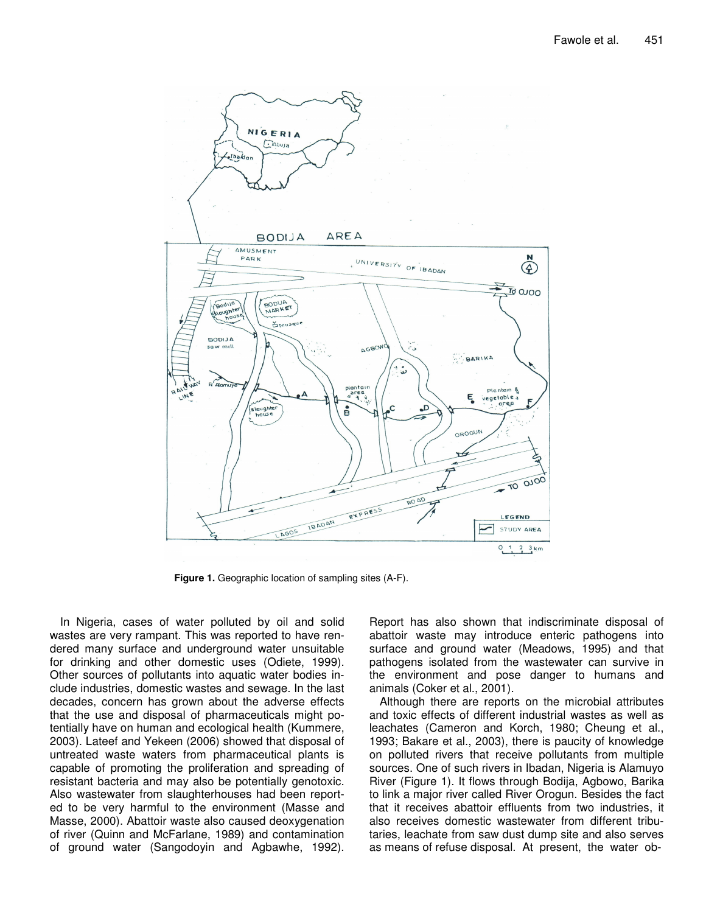**Figure 1.** Geographic location of sampling sites (A-F).

In Nigeria, cases of water polluted by oil and solid wastes are very rampant. This was reported to have rendered many surface and underground water unsuitable for drinking and other domestic uses (Odiete, 1999). Other sources of pollutants into aquatic water bodies include industries, domestic wastes and sewage. In the last decades, concern has grown about the adverse effects that the use and disposal of pharmaceuticals might potentially have on human and ecological health (Kummere, 2003). Lateef and Yekeen (2006) showed that disposal of untreated waste waters from pharmaceutical plants is capable of promoting the proliferation and spreading of resistant bacteria and may also be potentially genotoxic. Also wastewater from slaughterhouses had been reported to be very harmful to the environment (Masse and Masse, 2000). Abattoir waste also caused deoxygenation of river (Quinn and McFarlane, 1989) and contamination of ground water (Sangodoyin and Agbawhe, 1992). Report has also shown that indiscriminate disposal of abattoir waste may introduce enteric pathogens into surface and ground water (Meadows, 1995) and that pathogens isolated from the wastewater can survive in the environment and pose danger to humans and animals (Coker et al., 2001).

Although there are reports on the microbial attributes and toxic effects of different industrial wastes as well as leachates (Cameron and Korch, 1980; Cheung et al., 1993; Bakare et al., 2003), there is paucity of knowledge on polluted rivers that receive pollutants from multiple sources. One of such rivers in Ibadan, Nigeria is Alamuyo River (Figure 1). It flows through Bodija, Agbowo, Barika to link a major river called River Orogun. Besides the fact that it receives abattoir effluents from two industries, it also receives domestic wastewater from different tributaries, leachate from saw dust dump site and also serves as means of refuse disposal. At present, the water ob-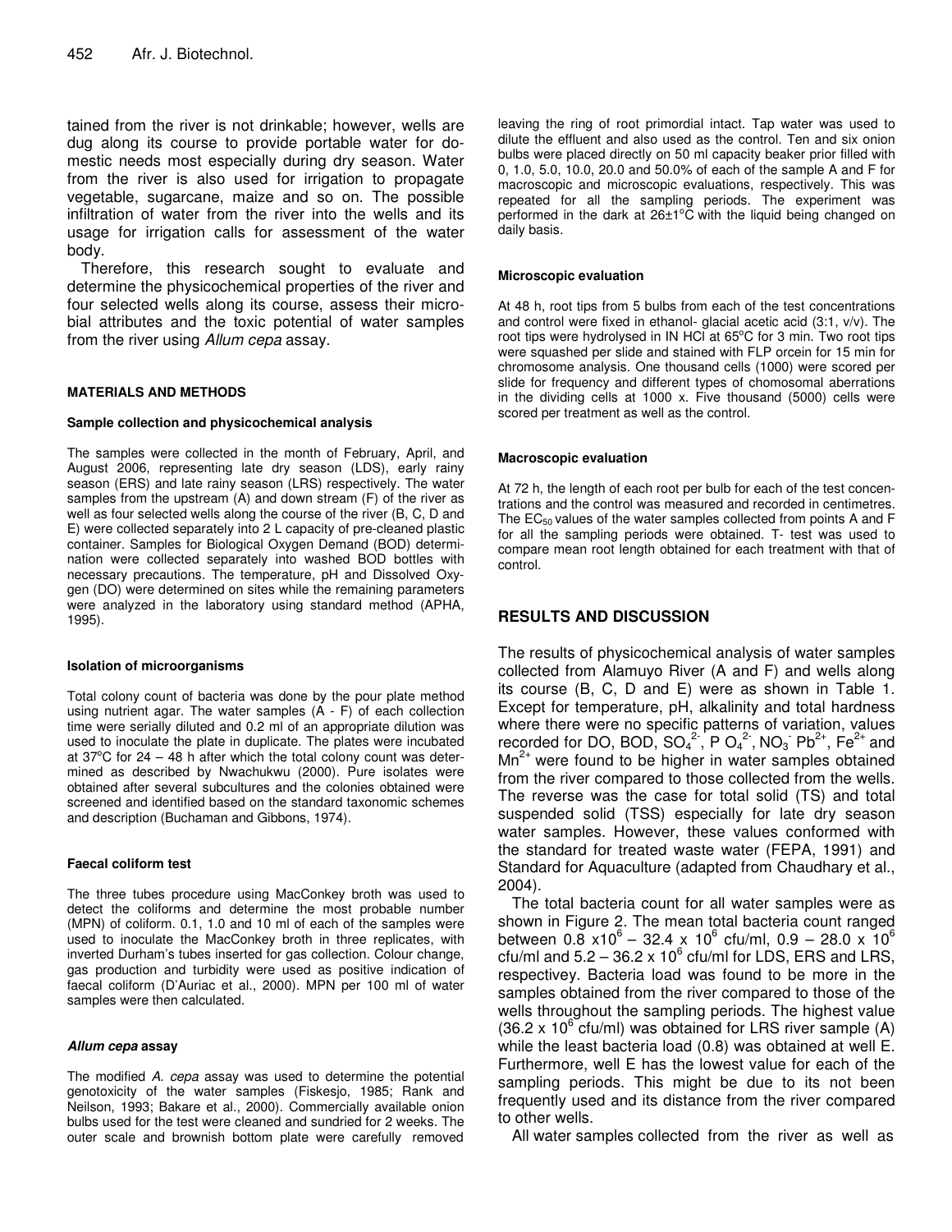tained from the river is not drinkable; however, wells are dug along its course to provide portable water for domestic needs most especially during dry season. Water from the river is also used for irrigation to propagate vegetable, sugarcane, maize and so on. The possible infiltration of water from the river into the wells and its usage for irrigation calls for assessment of the water body.

Therefore, this research sought to evaluate and determine the physicochemical properties of the river and four selected wells along its course, assess their microbial attributes and the toxic potential of water samples from the river using *Allum cepa* assay.

## MATERIALS AND METHODS

### Sample collection and physicochemical analysis

The samples were collected in the month of February, April, and August 2006, representing late dry season (LDS), early rainy season (ERS) and late rainy season (LRS) respectively. The water samples from the upstream (A) and down stream (F) of the river as well as four selected wells along the course of the river (B, C, D and E) were collected separately into 2 L capacity of pre-cleaned plastic container. Samples for Biological Oxygen Demand (BOD) determination were collected separately into washed BOD bottles with necessary precautions. The temperature, pH and Dissolved Oxygen (DO) were determined on sites while the remaining parameters were analyzed in the laboratory using standard method (APHA, 1995).

### Isolation of microorganisms

Total colony count of bacteria was done by the pour plate method using nutrient agar. The water samples (A - F) of each collection time were serially diluted and 0.2 ml of an appropriate dilution was used to inoculate the plate in duplicate. The plates were incubated at 37°C for 24 – 48 h after which the total colony count was determined as described by Nwachukwu (2000). Pure isolates were obtained after several subcultures and the colonies obtained were screened and identified based on the standard taxonomic schemes and description (Buchaman and Gibbons, 1974).

### Faecal coliform test

The three tubes procedure using MacConkey broth was used to detect the coliforms and determine the most probable number (MPN) of coliform. 0.1, 1.0 and 10 ml of each of the samples were used to inoculate the MacConkey broth in three replicates, with inverted Durham's tubes inserted for gas collection. Colour change, gas production and turbidity were used as positive indication of faecal coliform (D'Auriac et al., 2000). MPN per 100 ml of water samples were then calculated.

### *Allum cepa* assay

The modified *A. cepa* assay was used to determine the potential genotoxicity of the water samples (Fiskesjo, 1985; Rank and Neilson, 1993; Bakare et al., 2000). Commercially available onion bulbs used for the test were cleaned and sundried for 2 weeks. The outer scale and brownish bottom plate were carefully removed leaving the ring of root primordial intact. Tap water was used to dilute the effluent and also used as the control. Ten and six onion bulbs were placed directly on 50 ml capacity beaker prior filled with 0, 1.0, 5.0, 10.0, 20.0 and 50.0% of each of the sample A and F for macroscopic and microscopic evaluations, respectively. This was repeated for all the sampling periods. The experiment was performed in the dark at 26±1°C with the liquid being changed on daily basis.

### Microscopic evaluation

At 48 h, root tips from 5 bulbs from each of the test concentrations and control were fixed in ethanol- glacial acetic acid (3:1, v/v). The root tips were hydrolysed in IN HCl at 65°C for 3 min. Two root tips were squashed per slide and stained with FLP orcein for 15 min for chromosome analysis. One thousand cells (1000) were scored per slide for frequency and different types of chomosomal aberrations in the dividing cells at 1000 x. Five thousand (5000) cells were scored per treatment as well as the control.

### Macroscopic evaluation

At 72 h, the length of each root per bulb for each of the test concentrations and the control was measured and recorded in centimetres. The $EC_{50}$ values of the water samples collected from points A and F for all the sampling periods were obtained. T- test was used to compare mean root length obtained for each treatment with that of control.

## RESULTS AND DISCUSSION

The results of physicochemical analysis of water samples collected from Alamuyo River (A and F) and wells along its course (B, C, D and E) were as shown in Table 1. Except for temperature, pH, alkalinity and total hardness where there were no specific patterns of variation, values recorded for DO, BOD, $SO_4^{2-}$, $PO_4^{2-}$, $NO_3^-$ $Pb^{2+}$, $Fe^{2+}$ and $Mn^{2+}$ were found to be higher in water samples obtained from the river compared to those collected from the wells. The reverse was the case for total solid (TS) and total suspended solid (TSS) especially for late dry season water samples. However, these values conformed with the standard for treated waste water (FEPA, 1991) and Standard for Aquaculture (adapted from Chaudhary et al., 2004).

The total bacteria count for all water samples were as shown in Figure 2. The mean total bacteria count ranged between $0.8 \times 10^6$ – $32.4 \times 10^6$ cfu/ml, $0.9 – 28.0 \times 10^6$ cfu/ml and $5.2 – 36.2 \times 10^6$ cfu/ml for LDS, ERS and LRS, respectivey. Bacteria load was found to be more in the samples obtained from the river compared to those of the wells throughout the sampling periods. The highest value ($36.2 \times 10^6$ cfu/ml) was obtained for LRS river sample (A) while the least bacteria load (0.8) was obtained at well E. Furthermore, well E has the lowest value for each of the sampling periods. This might be due to its not been frequently used and its distance from the river compared to other wells.

All water samples collected from the river as well as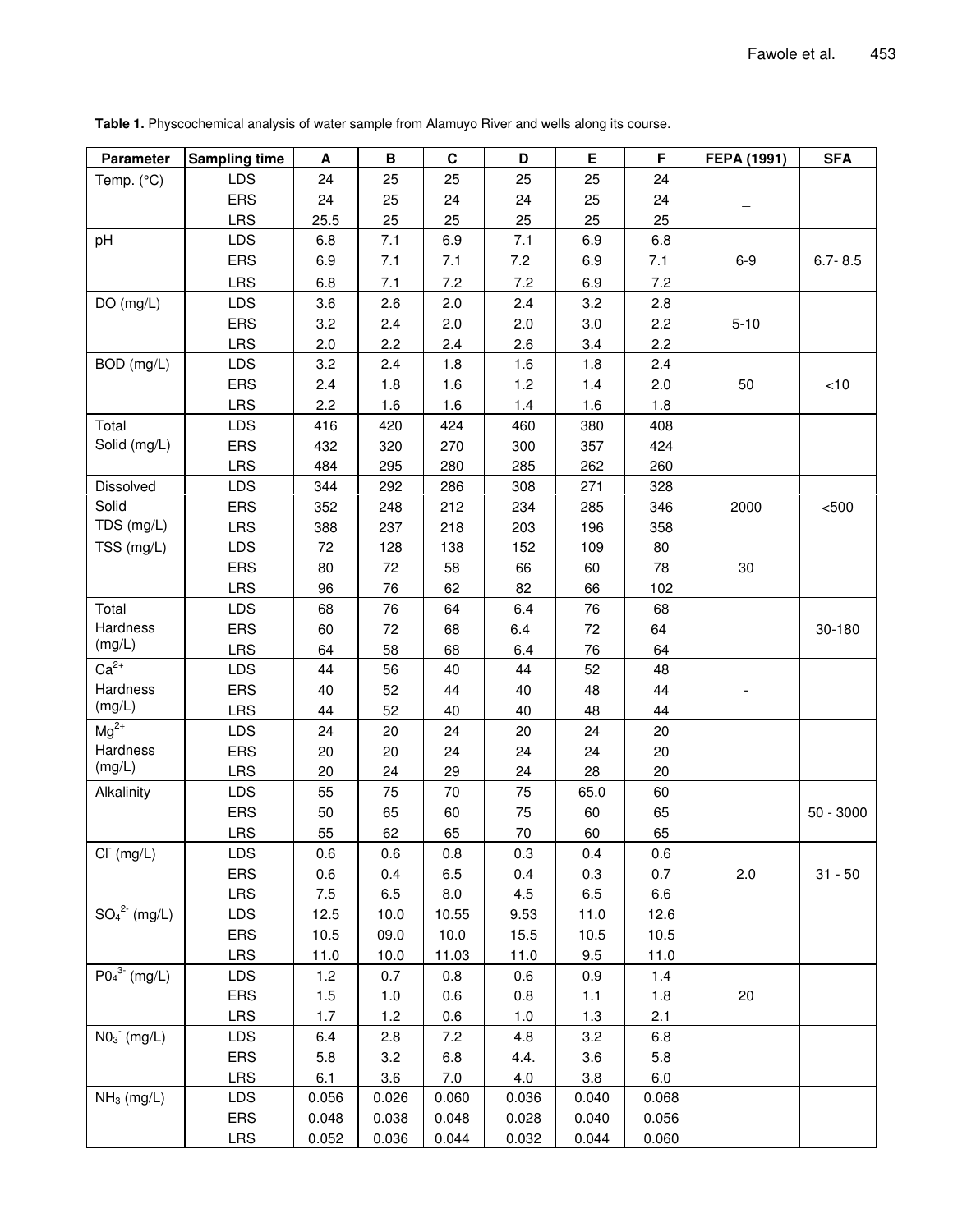**Table 1.** Physcochemical analysis of water sample from Alamuyo River and wells along its course.

| Parameter | Sampling time | A | B | C | D | E | F | FEPA (1991) | SFA |
|---|---|---|---|---|---|---|---|---|---|
| Temp. (°C) | LDS | 24 | 25 | 25 | 25 | 25 | 24 | | |
| | ERS | 24 | 25 | 24 | 24 | 25 | 24 | _ | |
| | LRS | 25.5 | 25 | 25 | 25 | 25 | 25 | | |
| pH | LDS | 6.8 | 7.1 | 6.9 | 7.1 | 6.9 | 6.8 | | |
| | ERS | 6.9 | 7.1 | 7.1 | 7.2 | 6.9 | 7.1 | 6-9 | 6.7- 8.5 |
| | LRS | 6.8 | 7.1 | 7.2 | 7.2 | 6.9 | 7.2 | | |
| DO (mg/L) | LDS | 3.6 | 2.6 | 2.0 | 2.4 | 3.2 | 2.8 | | |
| | ERS | 3.2 | 2.4 | 2.0 | 2.0 | 3.0 | 2.2 | 5-10 | |
| | LRS | 2.0 | 2.2 | 2.4 | 2.6 | 3.4 | 2.2 | | |
| BOD (mg/L) | LDS | 3.2 | 2.4 | 1.8 | 1.6 | 1.8 | 2.4 | | |
| | ERS | 2.4 | 1.8 | 1.6 | 1.2 | 1.4 | 2.0 | 50 | <10 |
| | LRS | 2.2 | 1.6 | 1.6 | 1.4 | 1.6 | 1.8 | | |
| Total Solid (mg/L) | LDS | 416 | 420 | 424 | 460 | 380 | 408 | | |
| | ERS | 432 | 320 | 270 | 300 | 357 | 424 | | |
| | LRS | 484 | 295 | 280 | 285 | 262 | 260 | | |
| Dissolved Solid TDS (mg/L) | LDS | 344 | 292 | 286 | 308 | 271 | 328 | | |
| | ERS | 352 | 248 | 212 | 234 | 285 | 346 | 2000 | <500 |
| | LRS | 388 | 237 | 218 | 203 | 196 | 358 | | |
| TSS (mg/L) | LDS | 72 | 128 | 138 | 152 | 109 | 80 | | |
| | ERS | 80 | 72 | 58 | 66 | 60 | 78 | 30 | |
| | LRS | 96 | 76 | 62 | 82 | 66 | 102 | | |
| Total Hardness (mg/L) | LDS | 68 | 76 | 64 | 6.4 | 76 | 68 | | |
| | ERS | 60 | 72 | 68 | 6.4 | 72 | 64 | | 30-180 |
| | LRS | 64 | 58 | 68 | 6.4 | 76 | 64 | | |
| $Ca^{2+}$ Hardness (mg/L) | LDS | 44 | 56 | 40 | 44 | 52 | 48 | | |
| | ERS | 40 | 52 | 44 | 40 | 48 | 44 | - | |
| | LRS | 44 | 52 | 40 | 40 | 48 | 44 | | |
| $Mg^{2+}$ Hardness (mg/L) | LDS | 24 | 20 | 24 | 20 | 24 | 20 | | |
| | ERS | 20 | 20 | 24 | 24 | 24 | 20 | | |
| | LRS | 20 | 24 | 29 | 24 | 28 | 20 | | |
| Alkalinity | LDS | 55 | 75 | 70 | 75 | 65.0 | 60 | | |
| | ERS | 50 | 65 | 60 | 75 | 60 | 65 | | 50 - 3000 |
| | LRS | 55 | 62 | 65 | 70 | 60 | 65 | | |
| $Cl^-$ (mg/L) | LDS | 0.6 | 0.6 | 0.8 | 0.3 | 0.4 | 0.6 | | |
| | ERS | 0.6 | 0.4 | 6.5 | 0.4 | 0.3 | 0.7 | 2.0 | 31 - 50 |
| | LRS | 7.5 | 6.5 | 8.0 | 4.5 | 6.5 | 6.6 | | |
| $SO_4^{2-}$ (mg/L) | LDS | 12.5 | 10.0 | 10.55 | 9.53 | 11.0 | 12.6 | | |
| | ERS | 10.5 | 09.0 | 10.0 | 15.5 | 10.5 | 10.5 | | |
| | LRS | 11.0 | 10.0 | 11.03 | 11.0 | 9.5 | 11.0 | | |
| $P0_4^{3-}$ (mg/L) | LDS | 1.2 | 0.7 | 0.8 | 0.6 | 0.9 | 1.4 | | |
| | ERS | 1.5 | 1.0 | 0.6 | 0.8 | 1.1 | 1.8 | 20 | |
| | LRS | 1.7 | 1.2 | 0.6 | 1.0 | 1.3 | 2.1 | | |
| $N0_3^-$ (mg/L) | LDS | 6.4 | 2.8 | 7.2 | 4.8 | 3.2 | 6.8 | | |
| | ERS | 5.8 | 3.2 | 6.8 | 4.4. | 3.6 | 5.8 | | |
| | LRS | 6.1 | 3.6 | 7.0 | 4.0 | 3.8 | 6.0 | | |
| $NH_3$ (mg/L) | LDS | 0.056 | 0.026 | 0.060 | 0.036 | 0.040 | 0.068 | | |
| | ERS | 0.048 | 0.038 | 0.048 | 0.028 | 0.040 | 0.056 | | |
| | LRS | 0.052 | 0.036 | 0.044 | 0.032 | 0.044 | 0.060 | | |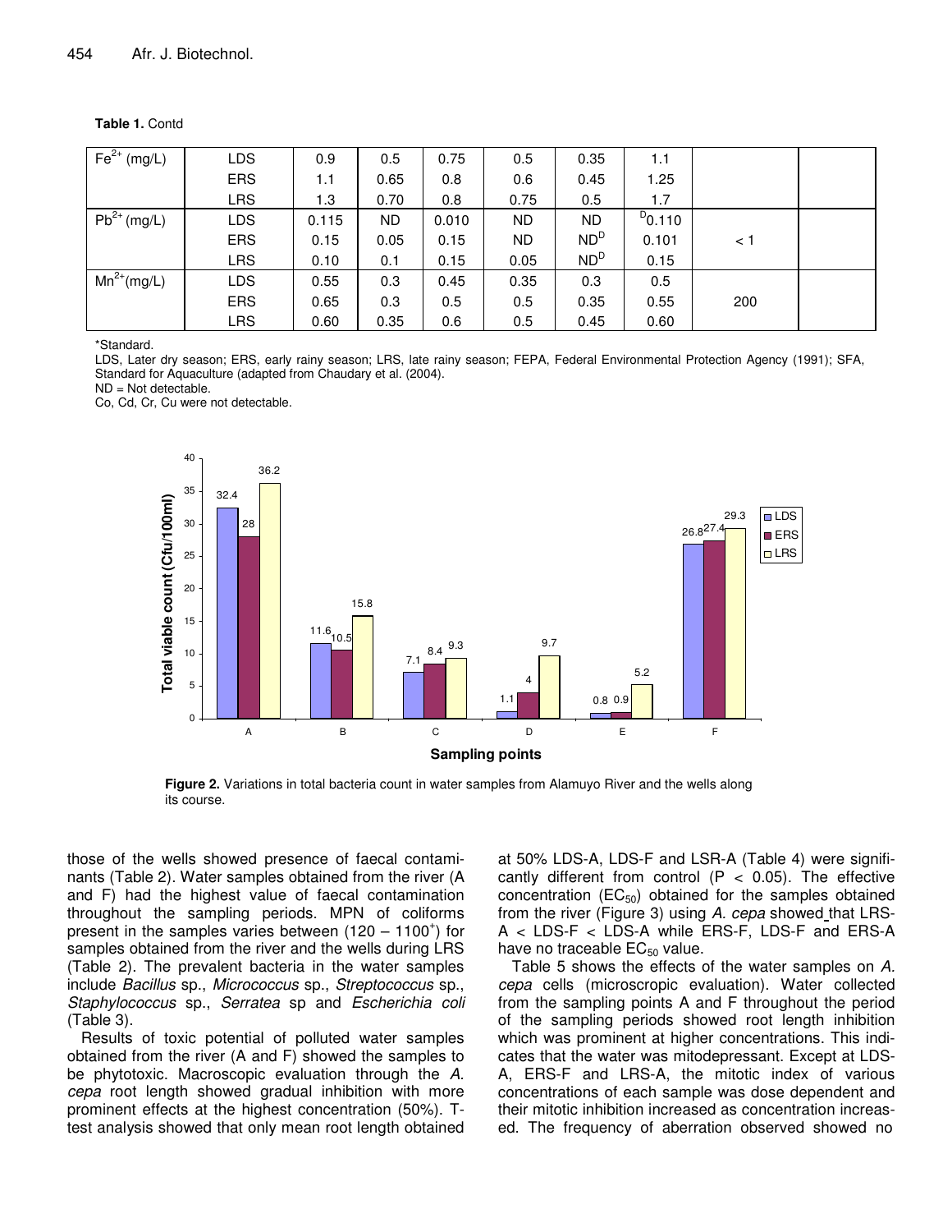**Table 1.** Contd

| | | | | | | | | | |
|---|---|---|---|---|---|---|---|---|---|
| $Fe^{2+}$ (mg/L) | LDS | 0.9 | 0.5 | 0.75 | 0.5 | 0.35 | 1.1 | | |
| | ERS | 1.1 | 0.65 | 0.8 | 0.6 | 0.45 | 1.25 | | |
| | LRS | 1.3 | 0.70 | 0.8 | 0.75 | 0.5 | 1.7 | | |
| $Pb^{2+}$ (mg/L) | LDS | 0.115 | ND | 0.010 | ND | ND | $^{D}$0.110 | | |
| | ERS | 0.15 | 0.05 | 0.15 | ND | ND$^{D}$ | 0.101 | < 1 | |
| | LRS | 0.10 | 0.1 | 0.15 | 0.05 | ND$^{D}$ | 0.15 | | |
| $Mn^{2+}$(mg/L) | LDS | 0.55 | 0.3 | 0.45 | 0.35 | 0.3 | 0.5 | | |
| | ERS | 0.65 | 0.3 | 0.5 | 0.5 | 0.35 | 0.55 | 200 | |
| | LRS | 0.60 | 0.35 | 0.6 | 0.5 | 0.45 | 0.60 | | |

*Standard.

LDS, Later dry season; ERS, early rainy season; LRS, late rainy season; FEPA, Federal Environmental Protection Agency (1991); SFA, Standard for Aquaculture (adapted from Chaudary et al. (2004).

ND = Not detectable.

Co, Cd, Cr, Cu were not detectable.

Total viable count (Cfu/100ml)

Sampling points

A B C D E F

LDS ERS LRS

32.4 28 36.2 11.6 10.5 15.8 7.1 8.4 9.3 1.1 4 9.7 0.8 0.9 5.2 26.8 27.4 29.3

**Figure 2.** Variations in total bacteria count in water samples from Alamuyo River and the wells along its course.

those of the wells showed presence of faecal contaminants (Table 2). Water samples obtained from the river (A and F) had the highest value of faecal contamination throughout the sampling periods. MPN of coliforms present in the samples varies between (120 – 1100$^{+}$) for samples obtained from the river and the wells during LRS (Table 2). The prevalent bacteria in the water samples include *Bacillus* sp., *Micrococcus* sp., *Streptococcus* sp., *Staphylococcus* sp., *Serratea* sp and *Escherichia coli* (Table 3).

Results of toxic potential of polluted water samples obtained from the river (A and F) showed the samples to be phytotoxic. Macroscopic evaluation through the *A. cepa* root length showed gradual inhibition with more prominent effects at the highest concentration (50%). T-test analysis showed that only mean root length obtained at 50% LDS-A, LDS-F and LSR-A (Table 4) were significantly different from control ($P < 0.05$). The effective concentration ($EC_{50}$) obtained for the samples obtained from the river (Figure 3) using *A. cepa* showed that LRS-A < LDS-F < LDS-A while ERS-F, LDS-F and ERS-A have no traceable $EC_{50}$ value.

Table 5 shows the effects of the water samples on *A. cepa* cells (microscopic evaluation). Water collected from the sampling points A and F throughout the period of the sampling periods showed root length inhibition which was prominent at higher concentrations. This indicates that the water was mitodepressant. Except at LDS-A, ERS-F and LRS-A, the mitotic index of various concentrations of each sample was dose dependent and their mitotic inhibition increased as concentration increased. The frequency of aberration observed showed no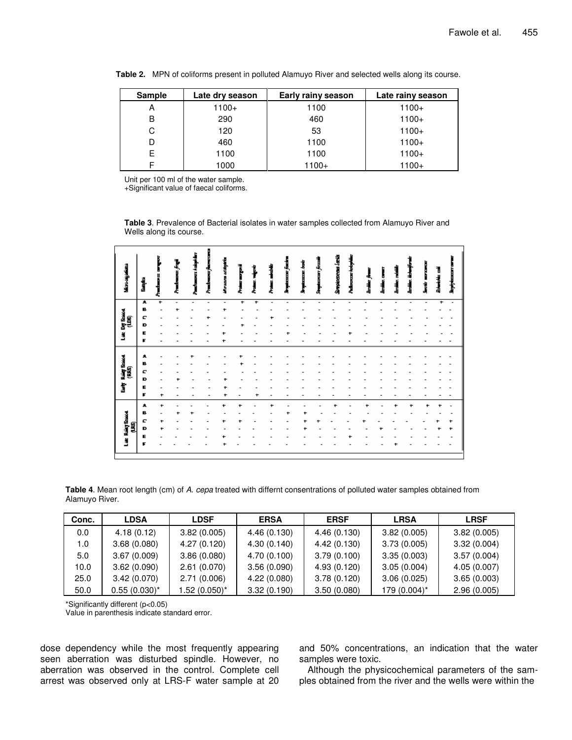**Table 2.** MPN of coliforms present in polluted Alamuyo River and selected wells along its course.

| Sample | Late dry season | Early rainy season | Late rainy season |
|---|---|---|---|
| A | 1100+ | 1100 | 1100+ |
| B | 290 | 460 | 1100+ |
| C | 120 | 53 | 1100+ |
| D | 460 | 1100 | 1100+ |
| E | 1100 | 1100 | 1100+ |
| F | 1000 | 1100+ | 1100+ |

Unit per 100 ml of the water sample.
+Significant value of faecal coliforms.

**Table 3**. Prevalence of Bacterial isolates in water samples collected from Alamuyo River and Wells along its course.

| Micro-organisms | Samples | *Pseudomonas aeruginosa* | *Pseudomonas fragi* | *Pseudomonas hydrophila* | *Pseudomonas fluorescence* | *Micrococcus acidophilus* | *Proteus morganii* | *Proteus vulgaris* | *Proteus mirabilis* | *Streptococcus faecalis* | *Streptococcus bovis* | *Streptococcus ferrocoli* | *Streptococcus lactis* | *Pediococcus halophilus* | *Bacillus firmus* | *Bacillus cereus* | *Bacillus subtilis* | *Bacillus licheniformis* | *Serratia marcescens* | *Escherichia coli* | *Staphylococcus aureus* |
|---|---|---|---|---|---|---|---|---|---|---|---|---|---|---|---|---|---|---|---|---|---|
| Late Dry Season (LDS) | A | + | - | - | - | - | + | + | - | - | - | - | - | - | - | - | - | - | - | + | - |
| | B | - | + | - | - | + | - | - | - | - | - | - | - | - | - | - | - | - | - | - | - |
| | C | - | - | - | + | - | - | - | + | - | - | - | - | - | - | - | - | - | - | - | - |
| | D | - | - | - | - | - | + | - | - | - | - | - | - | - | - | - | - | - | - | - | - |
| | E | - | - | - | - | + | - | - | - | + | - | - | - | + | - | - | - | - | - | - | - |
| | F | - | - | - | - | + | - | - | - | - | - | - | - | - | - | - | - | - | - | - | - |
| Early Rainy Season (ERS) | A | - | - | + | - | - | + | - | - | - | - | - | - | - | - | - | - | - | - | - | - |
| | B | - | - | - | - | - | + | - | - | - | - | - | - | - | - | - | - | - | - | - | - |
| | C | - | - | - | - | - | - | - | - | - | - | - | - | - | - | - | - | - | - | - | - |
| | D | - | + | - | - | + | - | - | - | - | - | - | - | - | - | - | - | - | - | - | - |
| | E | - | - | - | - | + | - | - | - | - | - | - | - | - | - | - | - | - | - | - | - |
| | F | + | - | - | - | + | - | + | - | - | - | - | - | - | - | - | - | - | - | - | - |
| Late Rainy Season (LRS) | A | + | - | - | - | + | + | - | + | - | - | - | + | - | + | - | + | + | + | + | - |
| | B | - | + | + | - | - | - | - | - | + | + | - | - | - | - | - | - | - | - | - | - |
| | C | + | - | - | - | + | + | - | - | - | + | + | - | - | + | - | - | - | - | + | + |
| | D | + | - | - | - | - | - | - | - | - | + | - | - | - | - | + | - | - | - | + | + |
| | E | - | - | - | - | + | - | - | - | - | - | - | - | + | - | - | - | - | - | - | - |
| | F | - | - | - | - | + | - | - | - | - | - | - | - | - | - | - | + | - | - | - | - |

**Table 4**. Mean root length (cm) of *A. cepa* treated with differnt consentrations of polluted water samples obtained from Alamuyo River.

| Conc. | LDSA | LDSF | ERSA | ERSF | LRSA | LRSF |
|---|---|---|---|---|---|---|
| 0.0 | 4.18 (0.12) | 3.82 (0.005) | 4.46 (0.130) | 4.46 (0.130) | 3.82 (0.005) | 3.82 (0.005) |
| 1.0 | 3.68 (0.080) | 4.27 (0.120) | 4.30 (0.140) | 4.42 (0.130) | 3.73 (0.005) | 3.32 (0.004) |
| 5.0 | 3.67 (0.009) | 3.86 (0.080) | 4.70 (0.100) | 3.79 (0.100) | 3.35 (0.003) | 3.57 (0.004) |
| 10.0 | 3.62 (0.090) | 2.61 (0.070) | 3.56 (0.090) | 4.93 (0.120) | 3.05 (0.004) | 4.05 (0.007) |
| 25.0 | 3.42 (0.070) | 2.71 (0.006) | 4.22 (0.080) | 3.78 (0.120) | 3.06 (0.025) | 3.65 (0.003) |
| 50.0 | 0.55 (0.030)* | 1.52 (0.050)* | 3.32 (0.190) | 3.50 (0.080) | 179 (0.004)* | 2.96 (0.005) |

*Significantly different (p<0.05)
Value in parenthesis indicate standard error.

dose dependency while the most frequently appearing seen aberration was disturbed spindle. However, no aberration was observed in the control. Complete cell arrest was observed only at LRS-F water sample at 20 and 50% concentrations, an indication that the water samples were toxic.

Although the physicochemical parameters of the samples obtained from the river and the wells were within the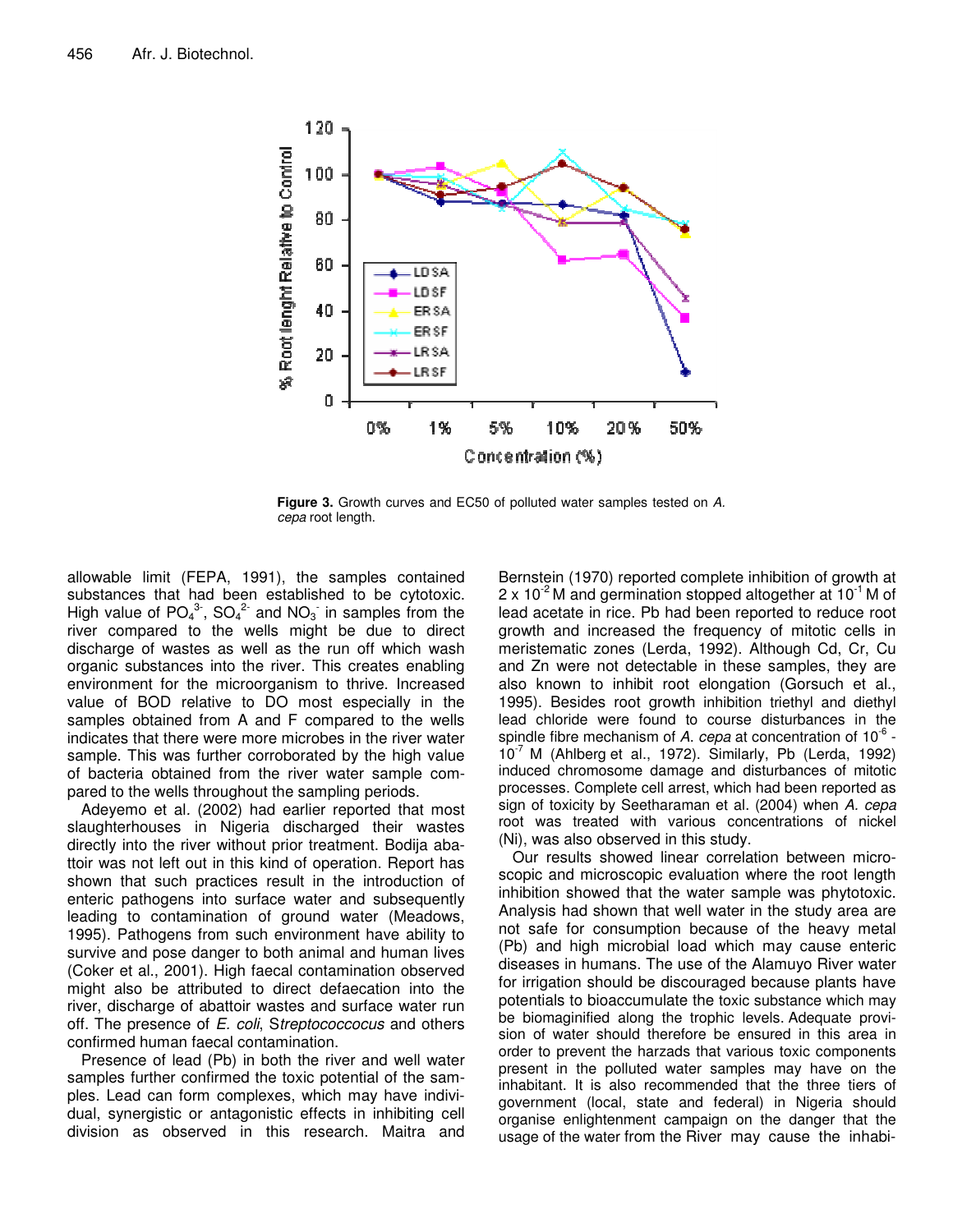Figure 3. Growth curves and EC50 of polluted water samples tested on *A. cepa* root length.

allowable limit (FEPA, 1991), the samples contained substances that had been established to be cytotoxic. High value of $PO_4^{3-}$, $SO_4^{2-}$ and $NO_3^-$ in samples from the river compared to the wells might be due to direct discharge of wastes as well as the run off which wash organic substances into the river. This creates enabling environment for the microorganism to thrive. Increased value of BOD relative to DO most especially in the samples obtained from A and F compared to the wells indicates that there were more microbes in the river water sample. This was further corroborated by the high value of bacteria obtained from the river water sample compared to the wells throughout the sampling periods.

Adeyemo et al. (2002) had earlier reported that most slaughterhouses in Nigeria discharged their wastes directly into the river without prior treatment. Bodija abattoir was not left out in this kind of operation. Report has shown that such practices result in the introduction of enteric pathogens into surface water and subsequently leading to contamination of ground water (Meadows, 1995). Pathogens from such environment have ability to survive and pose danger to both animal and human lives (Coker et al., 2001). High faecal contamination observed might also be attributed to direct defaecation into the river, discharge of abattoir wastes and surface water run off. The presence of *E. coli*, S*treptococcocus* and others confirmed human faecal contamination.

Presence of lead (Pb) in both the river and well water samples further confirmed the toxic potential of the samples. Lead can form complexes, which may have individual, synergistic or antagonistic effects in inhibiting cell division as observed in this research. Maitra and Bernstein (1970) reported complete inhibition of growth at $2 \times 10^{-2}$ M and germination stopped altogether at $10^{-1}$ M of lead acetate in rice. Pb had been reported to reduce root growth and increased the frequency of mitotic cells in meristematic zones (Lerda, 1992). Although Cd, Cr, Cu and Zn were not detectable in these samples, they are also known to inhibit root elongation (Gorsuch et al., 1995). Besides root growth inhibition triethyl and diethyl lead chloride were found to course disturbances in the spindle fibre mechanism of *A. cepa* at concentration of $10^{-6}$ - $10^{-7}$ M (Ahlberg et al., 1972). Similarly, Pb (Lerda, 1992) induced chromosome damage and disturbances of mitotic processes. Complete cell arrest, which had been reported as sign of toxicity by Seetharaman et al. (2004) when *A. cepa* root was treated with various concentrations of nickel (Ni), was also observed in this study.

Our results showed linear correlation between microscopic and microscopic evaluation where the root length inhibition showed that the water sample was phytotoxic. Analysis had shown that well water in the study area are not safe for consumption because of the heavy metal (Pb) and high microbial load which may cause enteric diseases in humans. The use of the Alamuyo River water for irrigation should be discouraged because plants have potentials to bioaccumulate the toxic substance which may be biomaginified along the trophic levels. Adequate provision of water should therefore be ensured in this area in order to prevent the harzads that various toxic components present in the polluted water samples may have on the inhabitant. It is also recommended that the three tiers of government (local, state and federal) in Nigeria should organise enlightenment campaign on the danger that the usage of the water from the River may cause the inhabi-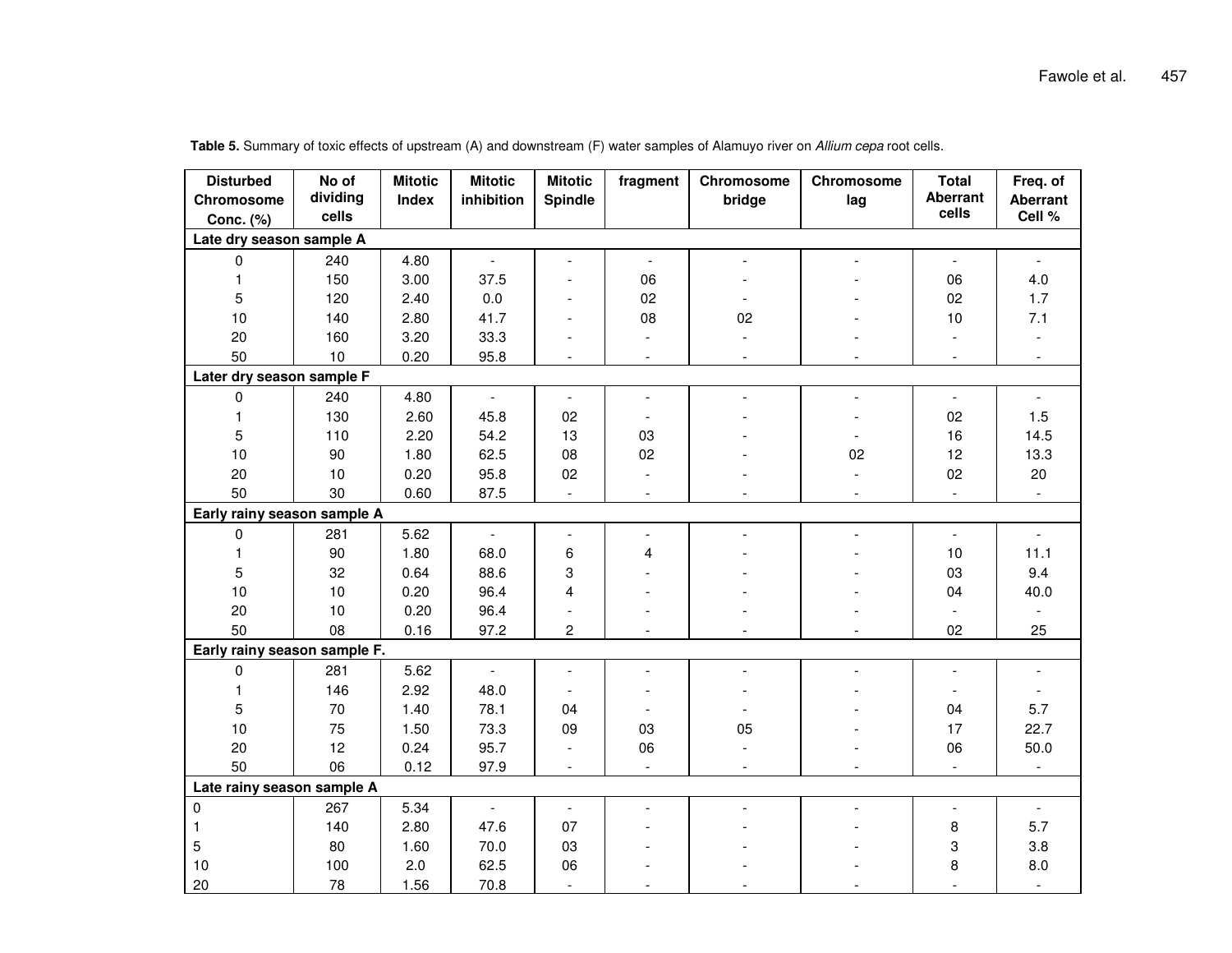**Table 5.** Summary of toxic effects of upstream (A) and downstream (F) water samples of Alamuyo river on *Allium cepa* root cells.

| Disturbed Chromosome Conc. (%) | No of dividing cells | Mitotic Index | Mitotic inhibition | Mitotic Spindle | fragment | Chromosome bridge | Chromosome lag | Total Aberrant cells | Freq. of Aberrant Cell % |
|---|---|---|---|---|---|---|---|---|---|
| **Late dry season sample A** | | | | | | | | | |
| 0 | 240 | 4.80 | - | - | - | - | - | - | - |
| 1 | 150 | 3.00 | 37.5 | - | 06 | - | - | 06 | 4.0 |
| 5 | 120 | 2.40 | 0.0 | - | 02 | - | - | 02 | 1.7 |
| 10 | 140 | 2.80 | 41.7 | - | 08 | 02 | - | 10 | 7.1 |
| 20 | 160 | 3.20 | 33.3 | - | - | - | - | - | - |
| 50 | 10 | 0.20 | 95.8 | - | - | - | - | - | - |
| **Later dry season sample F** | | | | | | | | | |
| 0 | 240 | 4.80 | - | - | - | - | - | - | - |
| 1 | 130 | 2.60 | 45.8 | 02 | - | - | - | 02 | 1.5 |
| 5 | 110 | 2.20 | 54.2 | 13 | 03 | - | - | 16 | 14.5 |
| 10 | 90 | 1.80 | 62.5 | 08 | 02 | - | 02 | 12 | 13.3 |
| 20 | 10 | 0.20 | 95.8 | 02 | - | - | - | 02 | 20 |
| 50 | 30 | 0.60 | 87.5 | - | - | - | - | - | - |
| **Early rainy season sample A** | | | | | | | | | |
| 0 | 281 | 5.62 | - | - | - | - | - | - | - |
| 1 | 90 | 1.80 | 68.0 | 6 | 4 | - | - | 10 | 11.1 |
| 5 | 32 | 0.64 | 88.6 | 3 | - | - | - | 03 | 9.4 |
| 10 | 10 | 0.20 | 96.4 | 4 | - | - | - | 04 | 40.0 |
| 20 | 10 | 0.20 | 96.4 | - | - | - | - | - | - |
| 50 | 08 | 0.16 | 97.2 | 2 | - | - | - | 02 | 25 |
| **Early rainy season sample F.** | | | | | | | | | |
| 0 | 281 | 5.62 | - | - | - | - | - | - | - |
| 1 | 146 | 2.92 | 48.0 | - | - | - | - | - | - |
| 5 | 70 | 1.40 | 78.1 | 04 | - | - | - | 04 | 5.7 |
| 10 | 75 | 1.50 | 73.3 | 09 | 03 | 05 | - | 17 | 22.7 |
| 20 | 12 | 0.24 | 95.7 | - | 06 | - | - | 06 | 50.0 |
| 50 | 06 | 0.12 | 97.9 | - | - | - | - | - | - |
| **Late rainy season sample A** | | | | | | | | | |
| 0 | 267 | 5.34 | - | - | - | - | - | - | - |
| 1 | 140 | 2.80 | 47.6 | 07 | - | - | - | 8 | 5.7 |
| 5 | 80 | 1.60 | 70.0 | 03 | - | - | - | 3 | 3.8 |
| 10 | 100 | 2.0 | 62.5 | 06 | - | - | - | 8 | 8.0 |
| 20 | 78 | 1.56 | 70.8 | - | - | - | - | - | - |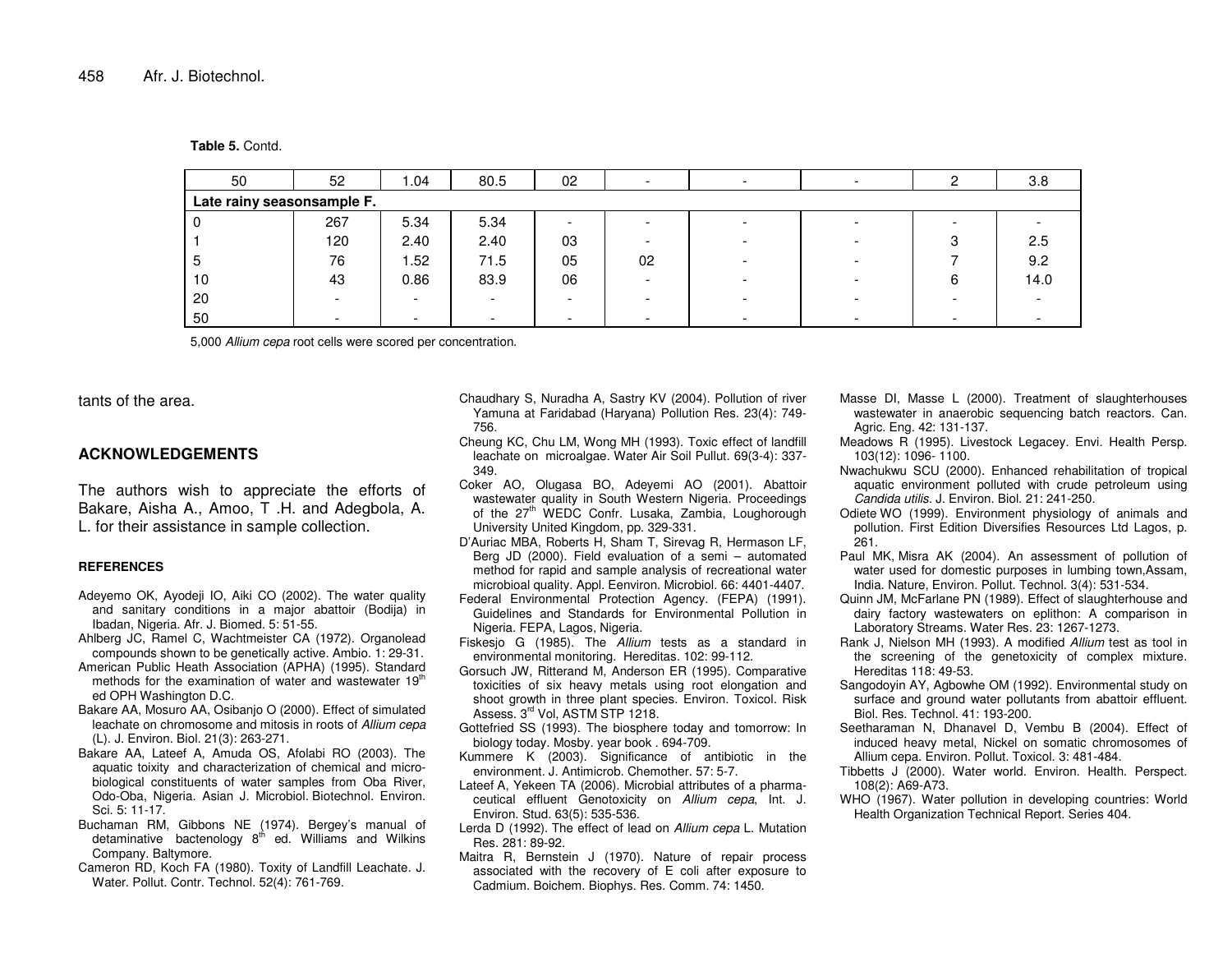**Table 5.** Contd.

| | | | | | | | | | |
|---|---|---|---|---|---|---|---|---|---|
| 50 | 52 | 1.04 | 80.5 | 02 | - | - | - | 2 | 3.8 |
| **Late rainy seasonsample F.** | | | | | | | | | |
| 0 | 267 | 5.34 | 5.34 | - | - | - | - | - | - |
| 1 | 120 | 2.40 | 2.40 | 03 | - | - | - | 3 | 2.5 |
| 5 | 76 | 1.52 | 71.5 | 05 | 02 | - | - | 7 | 9.2 |
| 10 | 43 | 0.86 | 83.9 | 06 | - | - | - | 6 | 14.0 |
| 20 | - | - | - | - | - | - | - | - | - |
| 50 | - | - | - | - | - | - | - | - | - |

5,000 *Allium cepa* root cells were scored per concentration.

tants of the area.

## ACKNOWLEDGEMENTS

The authors wish to appreciate the efforts of Bakare, Aisha A., Amoo, T .H. and Adegbola, A. L. for their assistance in sample collection.

## REFERENCES

Adeyemo OK, Ayodeji IO, Aiki CO (2002). The water quality and sanitary conditions in a major abattoir (Bodija) in Ibadan, Nigeria. Afr. J. Biomed. 5: 51-55.

Ahlberg JC, Ramel C, Wachtmeister CA (1972). Organolead compounds shown to be genetically active. Ambio. 1: 29-31.

American Public Heath Association (APHA) (1995). Standard methods for the examination of water and wastewater 19th ed OPH Washington D.C.

Bakare AA, Mosuro AA, Osibanjo O (2000). Effect of simulated leachate on chromosome and mitosis in roots of *Allium cepa* (L). J. Environ. Biol. 21(3): 263-271.

Bakare AA, Lateef A, Amuda OS, Afolabi RO (2003). The aquatic toixity and characterization of chemical and microbiological constituents of water samples from Oba River, Odo-Oba, Nigeria. Asian J. Microbiol. Biotechnol. Environ. Sci. 5: 11-17.

Buchaman RM, Gibbons NE (1974). Bergey's manual of detaminative bactenology 8th ed. Williams and Wilkins Company. Baltymore.

Cameron RD, Koch FA (1980). Toxity of Landfill Leachate. J. Water. Pollut. Contr. Technol. 52(4): 761-769.

Chaudhary S, Nuradha A, Sastry KV (2004). Pollution of river Yamuna at Faridabad (Haryana) Pollution Res. 23(4): 749-756.

Cheung KC, Chu LM, Wong MH (1993). Toxic effect of landfill leachate on microalgae. Water Air Soil Pullut. 69(3-4): 337-349.

Coker AO, Olugasa BO, Adeyemi AO (2001). Abattoir wastewater quality in South Western Nigeria. Proceedings of the 27th WEDC Confr. Lusaka, Zambia, Loughorough University United Kingdom, pp. 329-331.

D'Auriac MBA, Roberts H, Sham T, Sirevag R, Hermason LF, Berg JD (2000). Field evaluation of a semi – automated method for rapid and sample analysis of recreational water microbioal quality. Appl. Eenviron. Microbiol. 66: 4401-4407.

Federal Environmental Protection Agency. (FEPA) (1991). Guidelines and Standards for Environmental Pollution in Nigeria. FEPA, Lagos, Nigeria.

Fiskesjo G (1985). The *Allium* tests as a standard in environmental monitoring. Hereditas. 102: 99-112.

Gorsuch JW, Ritterand M, Anderson ER (1995). Comparative toxicities of six heavy metals using root elongation and shoot growth in three plant species. Environ. Toxicol. Risk Assess. 3rd Vol, ASTM STP 1218.

Gottefried SS (1993). The biosphere today and tomorrow: In biology today. Mosby. year book . 694-709.

Kummere K (2003). Significance of antibiotic in the environment. J. Antimicrob. Chemother. 57: 5-7.

Lateef A, Yekeen TA (2006). Microbial attributes of a pharmaceutical effluent Genotoxicity on *Allium cepa*, Int. J. Environ. Stud. 63(5): 535-536.

Lerda D (1992). The effect of lead on *Allium cepa* L. Mutation Res. 281: 89-92.

Maitra R, Bernstein J (1970). Nature of repair process associated with the recovery of E coli after exposure to Cadmium. Boichem. Biophys. Res. Comm. 74: 1450.

Masse DI, Masse L (2000). Treatment of slaughterhouses wastewater in anaerobic sequencing batch reactors. Can. Agric. Eng. 42: 131-137.

Meadows R (1995). Livestock Legacey. Envi. Health Persp. 103(12): 1096- 1100.

Nwachukwu SCU (2000). Enhanced rehabilitation of tropical aquatic environment polluted with crude petroleum using *Candida utilis*. J. Environ. Biol. 21: 241-250.

Odiete WO (1999). Environment physiology of animals and pollution. First Edition Diversifies Resources Ltd Lagos, p. 261.

Paul MK, Misra AK (2004). An assessment of pollution of water used for domestic purposes in lumbing town,Assam, India. Nature, Environ. Pollut. Technol. 3(4): 531-534.

Quinn JM, McFarlane PN (1989). Effect of slaughterhouse and dairy factory wastewaters on eplithon: A comparison in Laboratory Streams. Water Res. 23: 1267-1273.

Rank J, Nielson MH (1993). A modified *Allium* test as tool in the screening of the genetoxicity of complex mixture. Hereditas 118: 49-53.

Sangodoyin AY, Agbowhe OM (1992). Environmental study on surface and ground water pollutants from abattoir effluent. Biol. Res. Technol. 41: 193-200.

Seetharaman N, Dhanavel D, Vembu B (2004). Effect of induced heavy metal, Nickel on somatic chromosomes of Allium cepa. Environ. Pollut. Toxicol. 3: 481-484.

Tibbetts J (2000). Water world. Environ. Health. Perspect. 108(2): A69-A73.

WHO (1967). Water pollution in developing countries: World Health Organization Technical Report. Series 404.